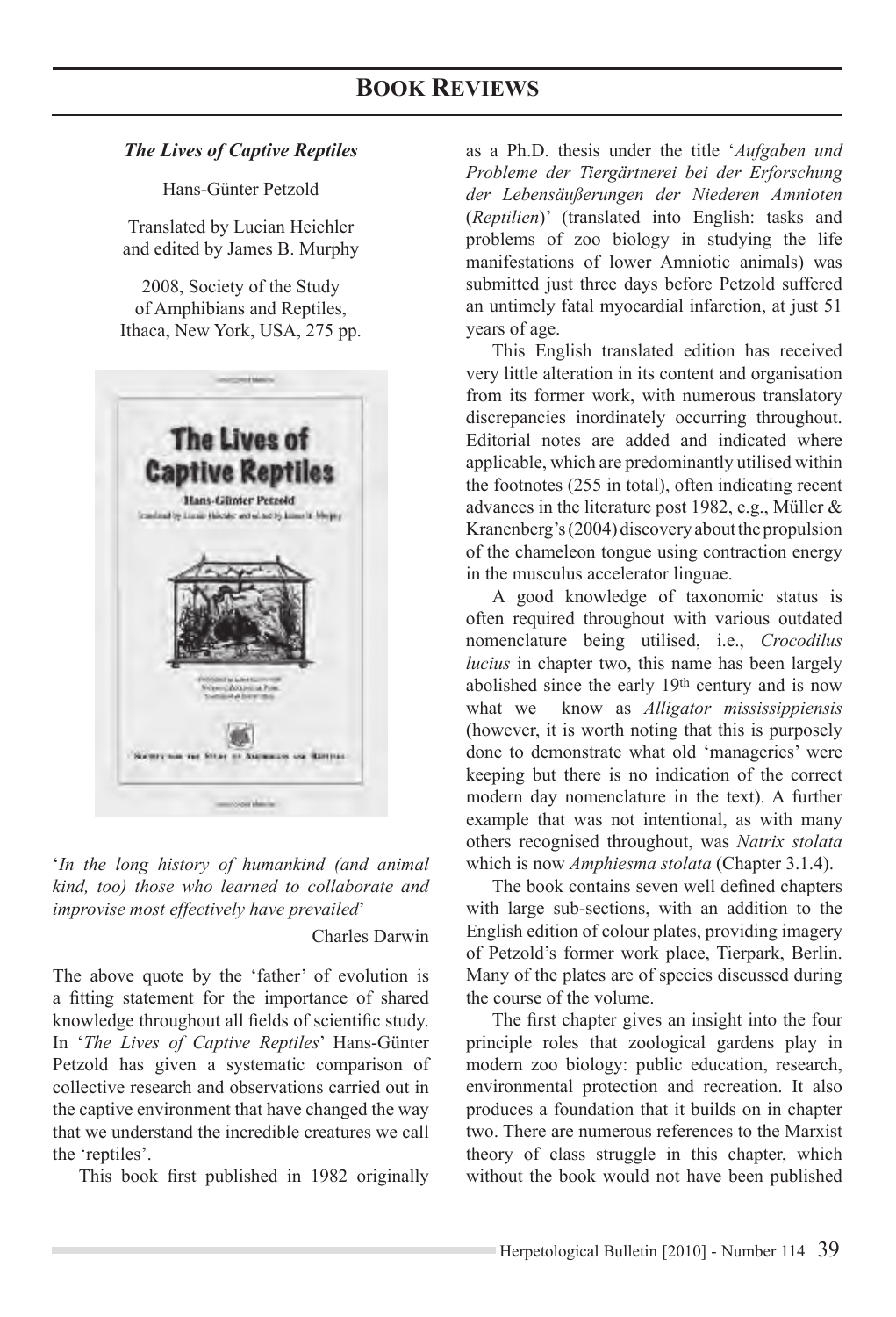# Book Reviews

***The Lives of Captive Reptiles***

Hans-Günter Petzold

Translated by Lucian Heichler and edited by James B. Murphy

2008, Society of the Study of Amphibians and Reptiles, Ithaca, New York, USA, 275 pp.

'*In the long history of humankind (and animal kind, too) those who learned to collaborate and improvise most effectively have prevailed*'

Charles Darwin

The above quote by the 'father' of evolution is a fitting statement for the importance of shared knowledge throughout all fields of scientific study. In '*The Lives of Captive Reptiles*' Hans-Günter Petzold has given a systematic comparison of collective research and observations carried out in the captive environment that have changed the way that we understand the incredible creatures we call the 'reptiles'.

This book first published in 1982 originally as a Ph.D. thesis under the title '*Aufgaben und Probleme der Tiergärtnerei bei der Erforschung der Lebensäußerungen der Niederen Amnioten* (*Reptilien*)' (translated into English: tasks and problems of zoo biology in studying the life manifestations of lower Amniotic animals) was submitted just three days before Petzold suffered an untimely fatal myocardial infarction, at just 51 years of age.

This English translated edition has received very little alteration in its content and organisation from its former work, with numerous translatory discrepancies inordinately occurring throughout. Editorial notes are added and indicated where applicable, which are predominantly utilised within the footnotes (255 in total), often indicating recent advances in the literature post 1982, e.g., Müller & Kranenberg's (2004) discovery about the propulsion of the chameleon tongue using contraction energy in the musculus accelerator linguae.

A good knowledge of taxonomic status is often required throughout with various outdated nomenclature being utilised, i.e., *Crocodilus lucius* in chapter two, this name has been largely abolished since the early 19th century and is now what we know as *Alligator mississippiensis* (however, it is worth noting that this is purposely done to demonstrate what old 'manageries' were keeping but there is no indication of the correct modern day nomenclature in the text). A further example that was not intentional, as with many others recognised throughout, was *Natrix stolata* which is now *Amphiesma stolata* (Chapter 3.1.4).

The book contains seven well defined chapters with large sub-sections, with an addition to the English edition of colour plates, providing imagery of Petzold's former work place, Tierpark, Berlin. Many of the plates are of species discussed during the course of the volume.

The first chapter gives an insight into the four principle roles that zoological gardens play in modern zoo biology: public education, research, environmental protection and recreation. It also produces a foundation that it builds on in chapter two. There are numerous references to the Marxist theory of class struggle in this chapter, which without the book would not have been published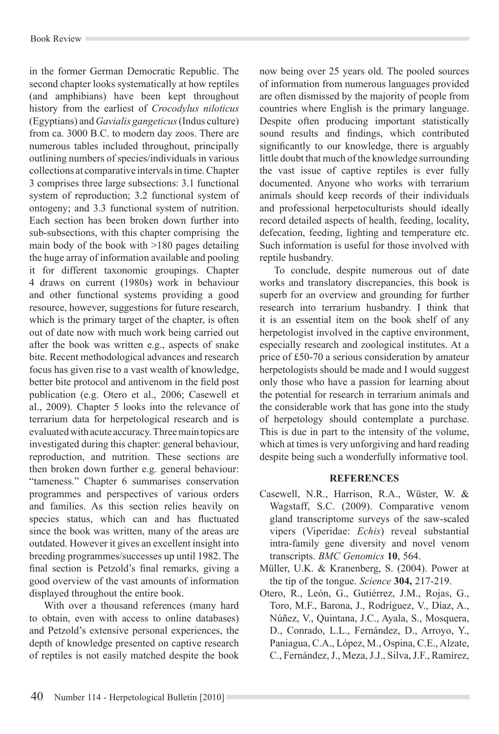in the former German Democratic Republic. The second chapter looks systematically at how reptiles (and amphibians) have been kept throughout history from the earliest of *Crocodylus niloticus* (Egyptians) and *Gavialis gangeticus* (Indus culture) from ca. 3000 B.C. to modern day zoos. There are numerous tables included throughout, principally outlining numbers of species/individuals in various collections at comparative intervals in time. Chapter 3 comprises three large subsections: 3.1 functional system of reproduction; 3.2 functional system of ontogeny; and 3.3 functional system of nutrition. Each section has been broken down further into sub-subsections, with this chapter comprising the main body of the book with >180 pages detailing the huge array of information available and pooling it for different taxonomic groupings. Chapter 4 draws on current (1980s) work in behaviour and other functional systems providing a good resource, however, suggestions for future research, which is the primary target of the chapter, is often out of date now with much work being carried out after the book was written e.g., aspects of snake bite. Recent methodological advances and research focus has given rise to a vast wealth of knowledge, better bite protocol and antivenom in the field post publication (e.g. Otero et al., 2006; Casewell et al., 2009). Chapter 5 looks into the relevance of terrarium data for herpetological research and is evaluated with acute accuracy. Three main topics are investigated during this chapter: general behaviour, reproduction, and nutrition. These sections are then broken down further e.g. general behaviour: "tameness." Chapter 6 summarises conservation programmes and perspectives of various orders and families. As this section relies heavily on species status, which can and has fluctuated since the book was written, many of the areas are outdated. However it gives an excellent insight into breeding programmes/successes up until 1982. The final section is Petzold's final remarks, giving a good overview of the vast amounts of information displayed throughout the entire book.

With over a thousand references (many hard to obtain, even with access to online databases) and Petzold's extensive personal experiences, the depth of knowledge presented on captive research of reptiles is not easily matched despite the book now being over 25 years old. The pooled sources of information from numerous languages provided are often dismissed by the majority of people from countries where English is the primary language. Despite often producing important statistically sound results and findings, which contributed significantly to our knowledge, there is arguably little doubt that much of the knowledge surrounding the vast issue of captive reptiles is ever fully documented. Anyone who works with terrarium animals should keep records of their individuals and professional herpetoculturists should ideally record detailed aspects of health, feeding, locality, defecation, feeding, lighting and temperature etc. Such information is useful for those involved with reptile husbandry.

To conclude, despite numerous out of date works and translatory discrepancies, this book is superb for an overview and grounding for further research into terrarium husbandry. I think that it is an essential item on the book shelf of any herpetologist involved in the captive environment, especially research and zoological institutes. At a price of £50-70 a serious consideration by amateur herpetologists should be made and I would suggest only those who have a passion for learning about the potential for research in terrarium animals and the considerable work that has gone into the study of herpetology should contemplate a purchase. This is due in part to the intensity of the volume, which at times is very unforgiving and hard reading despite being such a wonderfully informative tool.

## REFERENCES

Casewell, N.R., Harrison, R.A., Wüster, W. & Wagstaff, S.C. (2009). Comparative venom gland transcriptome surveys of the saw-scaled vipers (Viperidae: *Echis*) reveal substantial intra-family gene diversity and novel venom transcripts. *BMC Genomics* **10**, 564.

Müller, U.K. & Kranenberg, S. (2004). Power at the tip of the tongue. *Science* **304,** 217-219.

Otero, R., León, G., Gutiérrez, J.M., Rojas, G., Toro, M.F., Barona, J., Rodríguez, V., Díaz, A., Núñez, V., Quintana, J.C., Ayala, S., Mosquera, D., Conrado, L.L., Fernández, D., Arroyo, Y., Paniagua, C.A., López, M., Ospina, C.E., Alzate, C., Fernández, J., Meza, J.J., Silva, J.F., Ramírez,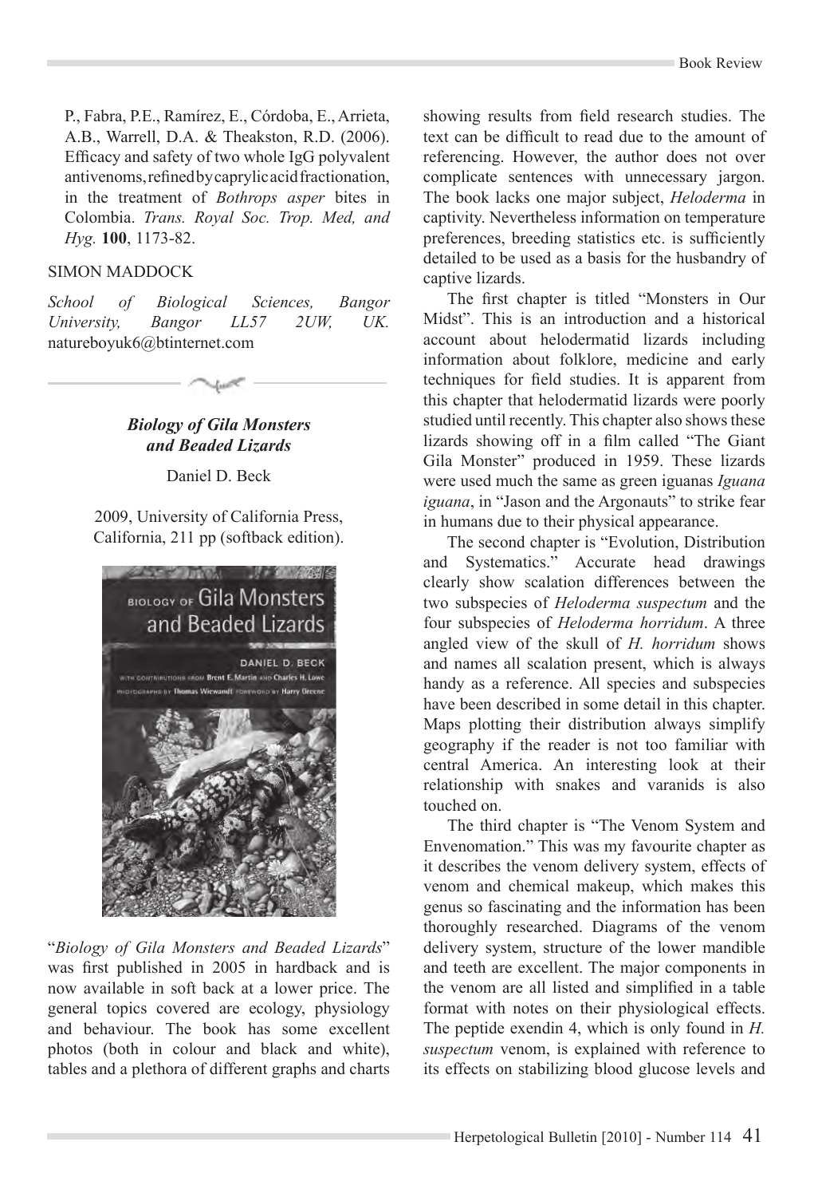P., Fabra, P.E., Ramírez, E., Córdoba, E., Arrieta, A.B., Warrell, D.A. & Theakston, R.D. (2006). Efficacy and safety of two whole IgG polyvalent antivenoms, refined by caprylic acid fractionation, in the treatment of *Bothrops asper* bites in Colombia. *Trans. Royal Soc. Trop. Med, and Hyg.* **100**, 1173-82.

SIMON MADDOCK

*School of Biological Sciences, Bangor University, Bangor LL57 2UW, UK.* natureboyuk6@btinternet.com

---

***Biology of Gila Monsters and Beaded Lizards***

Daniel D. Beck

2009, University of California Press, California, 211 pp (softback edition).

"*Biology of Gila Monsters and Beaded Lizards*" was first published in 2005 in hardback and is now available in soft back at a lower price. The general topics covered are ecology, physiology and behaviour. The book has some excellent photos (both in colour and black and white), tables and a plethora of different graphs and charts showing results from field research studies. The text can be difficult to read due to the amount of referencing. However, the author does not over complicate sentences with unnecessary jargon. The book lacks one major subject, *Heloderma* in captivity. Nevertheless information on temperature preferences, breeding statistics etc. is sufficiently detailed to be used as a basis for the husbandry of captive lizards.

The first chapter is titled "Monsters in Our Midst". This is an introduction and a historical account about helodermatid lizards including information about folklore, medicine and early techniques for field studies. It is apparent from this chapter that helodermatid lizards were poorly studied until recently. This chapter also shows these lizards showing off in a film called "The Giant Gila Monster" produced in 1959. These lizards were used much the same as green iguanas *Iguana iguana*, in "Jason and the Argonauts" to strike fear in humans due to their physical appearance.

The second chapter is "Evolution, Distribution and Systematics." Accurate head drawings clearly show scalation differences between the two subspecies of *Heloderma suspectum* and the four subspecies of *Heloderma horridum*. A three angled view of the skull of *H. horridum* shows and names all scalation present, which is always handy as a reference. All species and subspecies have been described in some detail in this chapter. Maps plotting their distribution always simplify geography if the reader is not too familiar with central America. An interesting look at their relationship with snakes and varanids is also touched on.

The third chapter is "The Venom System and Envenomation." This was my favourite chapter as it describes the venom delivery system, effects of venom and chemical makeup, which makes this genus so fascinating and the information has been thoroughly researched. Diagrams of the venom delivery system, structure of the lower mandible and teeth are excellent. The major components in the venom are all listed and simplified in a table format with notes on their physiological effects. The peptide exendin 4, which is only found in *H. suspectum* venom, is explained with reference to its effects on stabilizing blood glucose levels and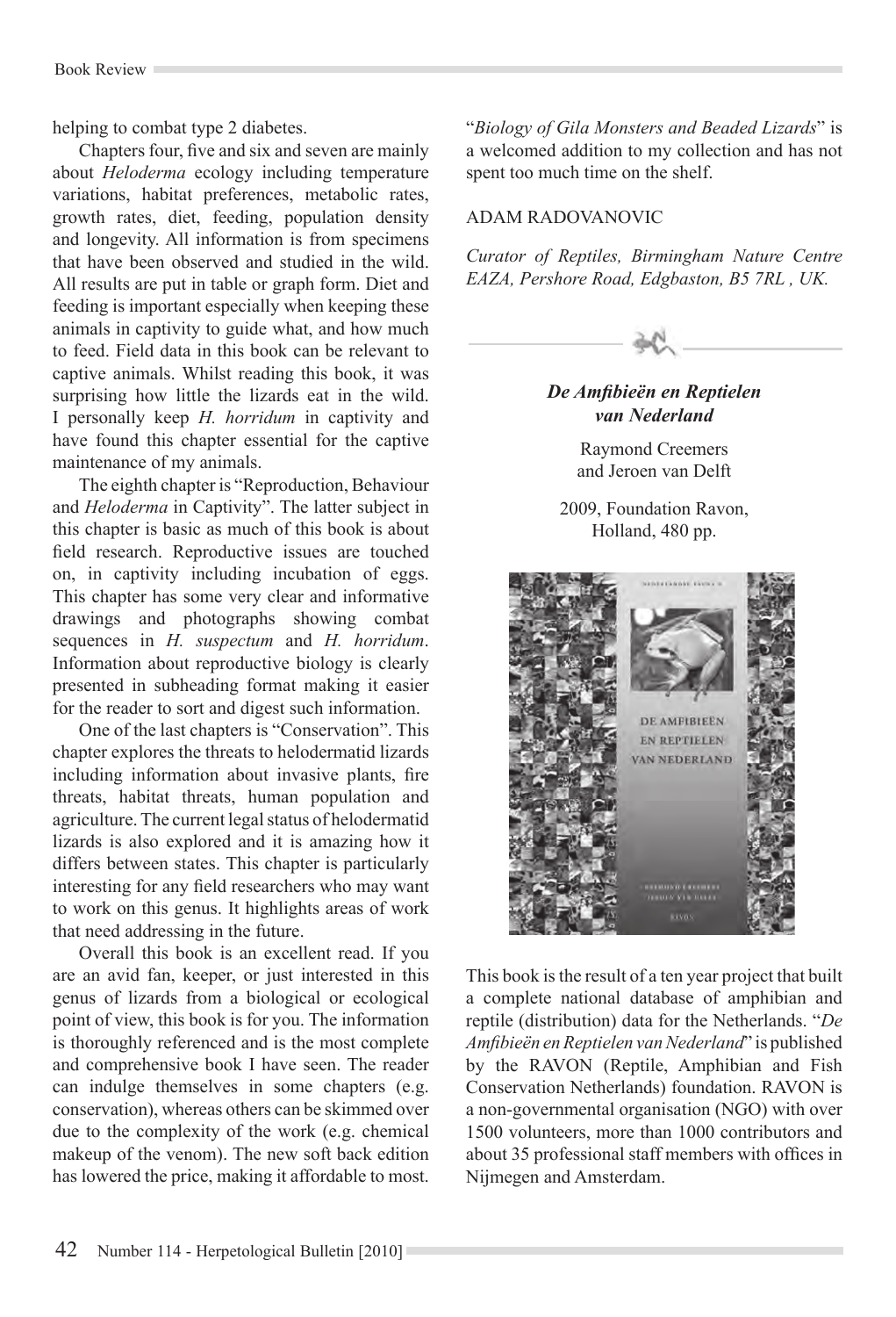helping to combat type 2 diabetes.

Chapters four, five and six and seven are mainly about *Heloderma* ecology including temperature variations, habitat preferences, metabolic rates, growth rates, diet, feeding, population density and longevity. All information is from specimens that have been observed and studied in the wild. All results are put in table or graph form. Diet and feeding is important especially when keeping these animals in captivity to guide what, and how much to feed. Field data in this book can be relevant to captive animals. Whilst reading this book, it was surprising how little the lizards eat in the wild. I personally keep *H. horridum* in captivity and have found this chapter essential for the captive maintenance of my animals.

The eighth chapter is "Reproduction, Behaviour and *Heloderma* in Captivity". The latter subject in this chapter is basic as much of this book is about field research. Reproductive issues are touched on, in captivity including incubation of eggs. This chapter has some very clear and informative drawings and photographs showing combat sequences in *H. suspectum* and *H. horridum*. Information about reproductive biology is clearly presented in subheading format making it easier for the reader to sort and digest such information.

One of the last chapters is "Conservation". This chapter explores the threats to helodermatid lizards including information about invasive plants, fire threats, habitat threats, human population and agriculture. The current legal status of helodermatid lizards is also explored and it is amazing how it differs between states. This chapter is particularly interesting for any field researchers who may want to work on this genus. It highlights areas of work that need addressing in the future.

Overall this book is an excellent read. If you are an avid fan, keeper, or just interested in this genus of lizards from a biological or ecological point of view, this book is for you. The information is thoroughly referenced and is the most complete and comprehensive book I have seen. The reader can indulge themselves in some chapters (e.g. conservation), whereas others can be skimmed over due to the complexity of the work (e.g. chemical makeup of the venom). The new soft back edition has lowered the price, making it affordable to most. "*Biology of Gila Monsters and Beaded Lizards*" is a welcomed addition to my collection and has not spent too much time on the shelf.

ADAM RADOVANOVIC

*Curator of Reptiles, Birmingham Nature Centre EAZA, Pershore Road, Edgbaston, B5 7RL , UK.*

---

## *De Amfibieën en Reptielen van Nederland*

Raymond Creemers and Jeroen van Delft

2009, Foundation Ravon, Holland, 480 pp.

This book is the result of a ten year project that built a complete national database of amphibian and reptile (distribution) data for the Netherlands. "*De Amfibieën en Reptielen van Nederland*" is published by the RAVON (Reptile, Amphibian and Fish Conservation Netherlands) foundation. RAVON is a non-governmental organisation (NGO) with over 1500 volunteers, more than 1000 contributors and about 35 professional staff members with offices in Nijmegen and Amsterdam.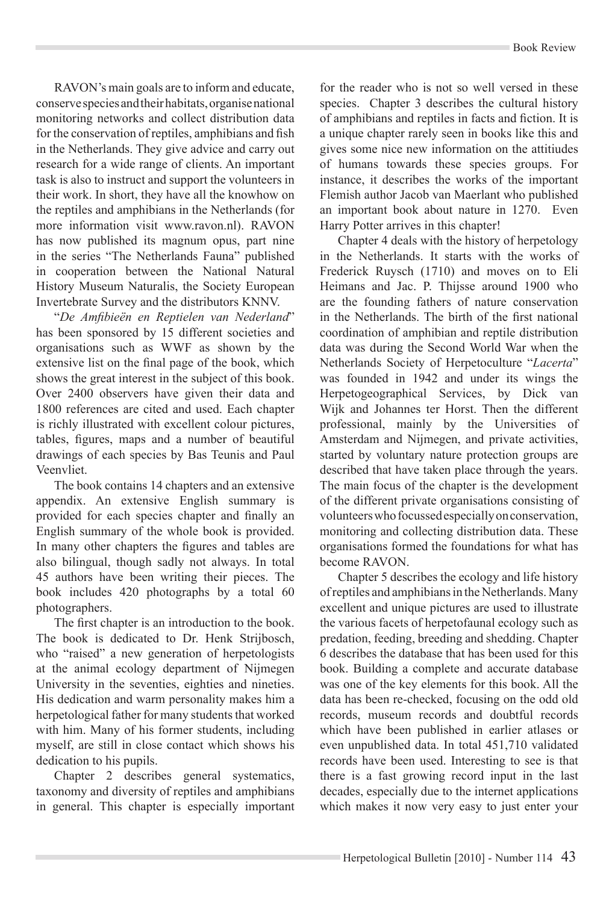RAVON's main goals are to inform and educate, conserve species and their habitats, organise national monitoring networks and collect distribution data for the conservation of reptiles, amphibians and fish in the Netherlands. They give advice and carry out research for a wide range of clients. An important task is also to instruct and support the volunteers in their work. In short, they have all the knowhow on the reptiles and amphibians in the Netherlands (for more information visit www.ravon.nl). RAVON has now published its magnum opus, part nine in the series "The Netherlands Fauna" published in cooperation between the National Natural History Museum Naturalis, the Society European Invertebrate Survey and the distributors KNNV.

"*De Amfibieën en Reptielen van Nederland*" has been sponsored by 15 different societies and organisations such as WWF as shown by the extensive list on the final page of the book, which shows the great interest in the subject of this book. Over 2400 observers have given their data and 1800 references are cited and used. Each chapter is richly illustrated with excellent colour pictures, tables, figures, maps and a number of beautiful drawings of each species by Bas Teunis and Paul Veenvliet.

The book contains 14 chapters and an extensive appendix. An extensive English summary is provided for each species chapter and finally an English summary of the whole book is provided. In many other chapters the figures and tables are also bilingual, though sadly not always. In total 45 authors have been writing their pieces. The book includes 420 photographs by a total 60 photographers.

The first chapter is an introduction to the book. The book is dedicated to Dr. Henk Strijbosch, who "raised" a new generation of herpetologists at the animal ecology department of Nijmegen University in the seventies, eighties and nineties. His dedication and warm personality makes him a herpetological father for many students that worked with him. Many of his former students, including myself, are still in close contact which shows his dedication to his pupils.

Chapter 2 describes general systematics, taxonomy and diversity of reptiles and amphibians in general. This chapter is especially important for the reader who is not so well versed in these species. Chapter 3 describes the cultural history of amphibians and reptiles in facts and fiction. It is a unique chapter rarely seen in books like this and gives some nice new information on the attitiudes of humans towards these species groups. For instance, it describes the works of the important Flemish author Jacob van Maerlant who published an important book about nature in 1270. Even Harry Potter arrives in this chapter!

Chapter 4 deals with the history of herpetology in the Netherlands. It starts with the works of Frederick Ruysch (1710) and moves on to Eli Heimans and Jac. P. Thijsse around 1900 who are the founding fathers of nature conservation in the Netherlands. The birth of the first national coordination of amphibian and reptile distribution data was during the Second World War when the Netherlands Society of Herpetoculture "*Lacerta*" was founded in 1942 and under its wings the Herpetogeographical Services, by Dick van Wijk and Johannes ter Horst. Then the different professional, mainly by the Universities of Amsterdam and Nijmegen, and private activities, started by voluntary nature protection groups are described that have taken place through the years. The main focus of the chapter is the development of the different private organisations consisting of volunteers who focussed especially on conservation, monitoring and collecting distribution data. These organisations formed the foundations for what has become RAVON.

Chapter 5 describes the ecology and life history of reptiles and amphibians in the Netherlands. Many excellent and unique pictures are used to illustrate the various facets of herpetofaunal ecology such as predation, feeding, breeding and shedding. Chapter 6 describes the database that has been used for this book. Building a complete and accurate database was one of the key elements for this book. All the data has been re-checked, focusing on the odd old records, museum records and doubtful records which have been published in earlier atlases or even unpublished data. In total 451,710 validated records have been used. Interesting to see is that there is a fast growing record input in the last decades, especially due to the internet applications which makes it now very easy to just enter your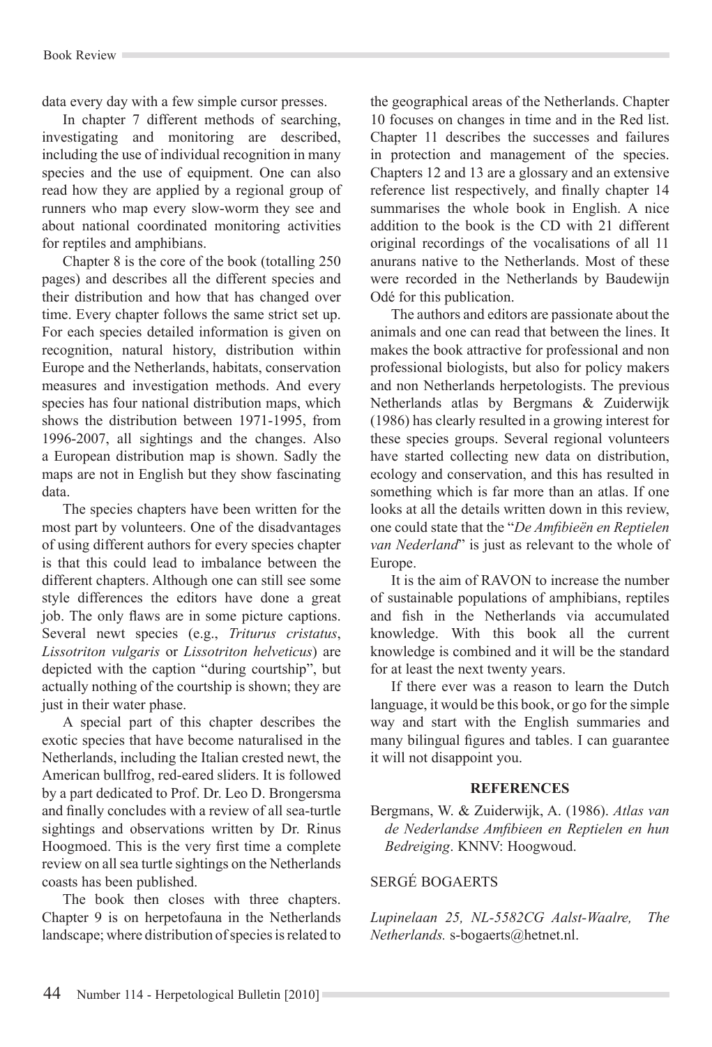data every day with a few simple cursor presses.

In chapter 7 different methods of searching, investigating and monitoring are described, including the use of individual recognition in many species and the use of equipment. One can also read how they are applied by a regional group of runners who map every slow-worm they see and about national coordinated monitoring activities for reptiles and amphibians.

Chapter 8 is the core of the book (totalling 250 pages) and describes all the different species and their distribution and how that has changed over time. Every chapter follows the same strict set up. For each species detailed information is given on recognition, natural history, distribution within Europe and the Netherlands, habitats, conservation measures and investigation methods. And every species has four national distribution maps, which shows the distribution between 1971-1995, from 1996-2007, all sightings and the changes. Also a European distribution map is shown. Sadly the maps are not in English but they show fascinating data.

The species chapters have been written for the most part by volunteers. One of the disadvantages of using different authors for every species chapter is that this could lead to imbalance between the different chapters. Although one can still see some style differences the editors have done a great job. The only flaws are in some picture captions. Several newt species (e.g., *Triturus cristatus*, *Lissotriton vulgaris* or *Lissotriton helveticus*) are depicted with the caption "during courtship", but actually nothing of the courtship is shown; they are just in their water phase.

A special part of this chapter describes the exotic species that have become naturalised in the Netherlands, including the Italian crested newt, the American bullfrog, red-eared sliders. It is followed by a part dedicated to Prof. Dr. Leo D. Brongersma and finally concludes with a review of all sea-turtle sightings and observations written by Dr. Rinus Hoogmoed. This is the very first time a complete review on all sea turtle sightings on the Netherlands coasts has been published.

The book then closes with three chapters. Chapter 9 is on herpetofauna in the Netherlands landscape; where distribution of species is related to the geographical areas of the Netherlands. Chapter 10 focuses on changes in time and in the Red list. Chapter 11 describes the successes and failures in protection and management of the species. Chapters 12 and 13 are a glossary and an extensive reference list respectively, and finally chapter 14 summarises the whole book in English. A nice addition to the book is the CD with 21 different original recordings of the vocalisations of all 11 anurans native to the Netherlands. Most of these were recorded in the Netherlands by Baudewijn Odé for this publication.

The authors and editors are passionate about the animals and one can read that between the lines. It makes the book attractive for professional and non professional biologists, but also for policy makers and non Netherlands herpetologists. The previous Netherlands atlas by Bergmans & Zuiderwijk (1986) has clearly resulted in a growing interest for these species groups. Several regional volunteers have started collecting new data on distribution, ecology and conservation, and this has resulted in something which is far more than an atlas. If one looks at all the details written down in this review, one could state that the "*De Amfibieën en Reptielen van Nederland*" is just as relevant to the whole of Europe.

It is the aim of RAVON to increase the number of sustainable populations of amphibians, reptiles and fish in the Netherlands via accumulated knowledge. With this book all the current knowledge is combined and it will be the standard for at least the next twenty years.

If there ever was a reason to learn the Dutch language, it would be this book, or go for the simple way and start with the English summaries and many bilingual figures and tables. I can guarantee it will not disappoint you.

## REFERENCES

Bergmans, W. & Zuiderwijk, A. (1986). *Atlas van de Nederlandse Amfibieen en Reptielen en hun Bedreiging*. KNNV: Hoogwoud.

SERGÉ BOGAERTS

*Lupinelaan 25, NL-5582CG Aalst-Waalre, The Netherlands.* s-bogaerts@hetnet.nl.